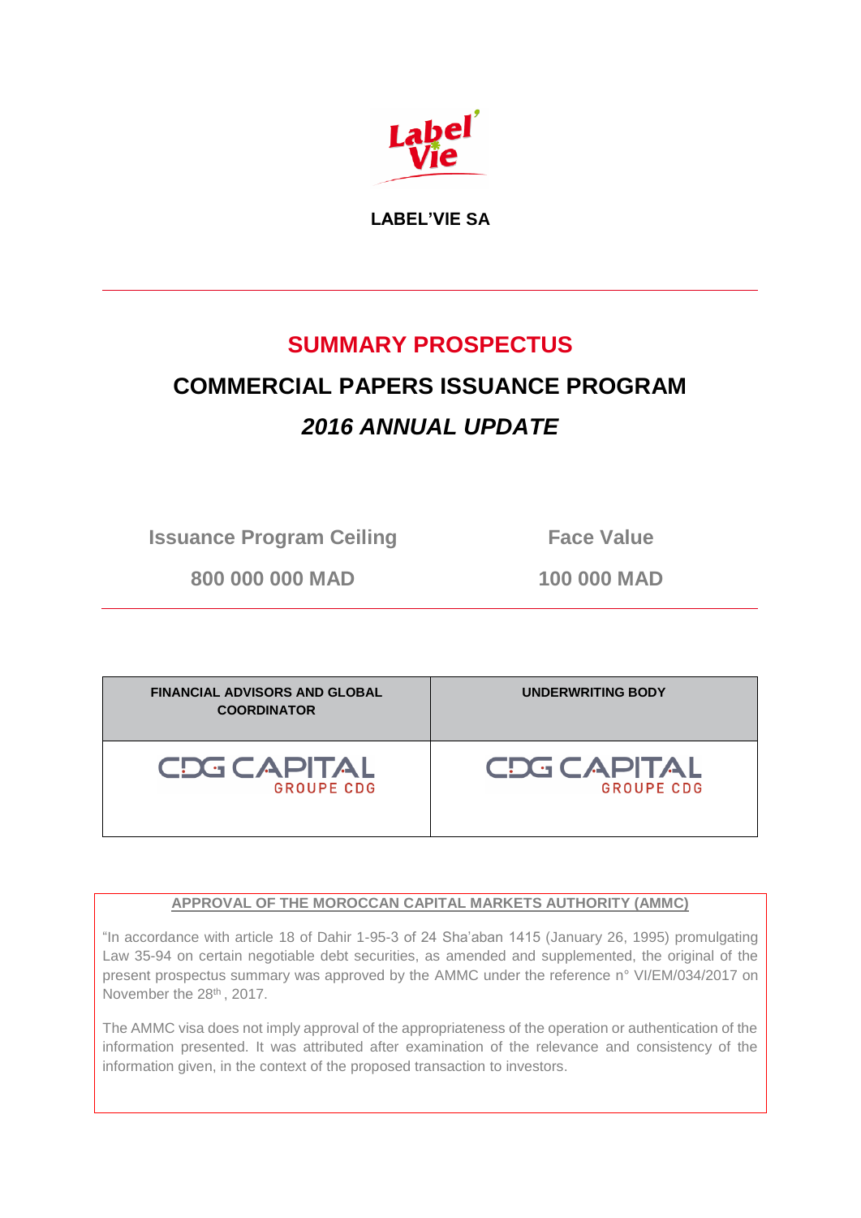**LABEL'VIE SA**

---

# SUMMARY PROSPECTUS

## COMMERCIAL PAPERS ISSUANCE PROGRAM

## *2016 ANNUAL UPDATE*

| Issuance Program Ceiling | Face Value |
| --- | --- |
| 800 000 000 MAD | 100 000 MAD |

---

| FINANCIAL ADVISORS AND GLOBAL COORDINATOR | UNDERWRITING BODY |
| --- | --- |
| CDG CAPITAL GROUPE CDG | CDG CAPITAL GROUPE CDG |

**APPROVAL OF THE MOROCCAN CAPITAL MARKETS AUTHORITY (AMMC)**

"In accordance with article 18 of Dahir 1-95-3 of 24 Sha'aban 1415 (January 26, 1995) promulgating Law 35-94 on certain negotiable debt securities, as amended and supplemented, the original of the present prospectus summary was approved by the AMMC under the reference n° VI/EM/034/2017 on November the 28th , 2017.

The AMMC visa does not imply approval of the appropriateness of the operation or authentication of the information presented. It was attributed after examination of the relevance and consistency of the information given, in the context of the proposed transaction to investors.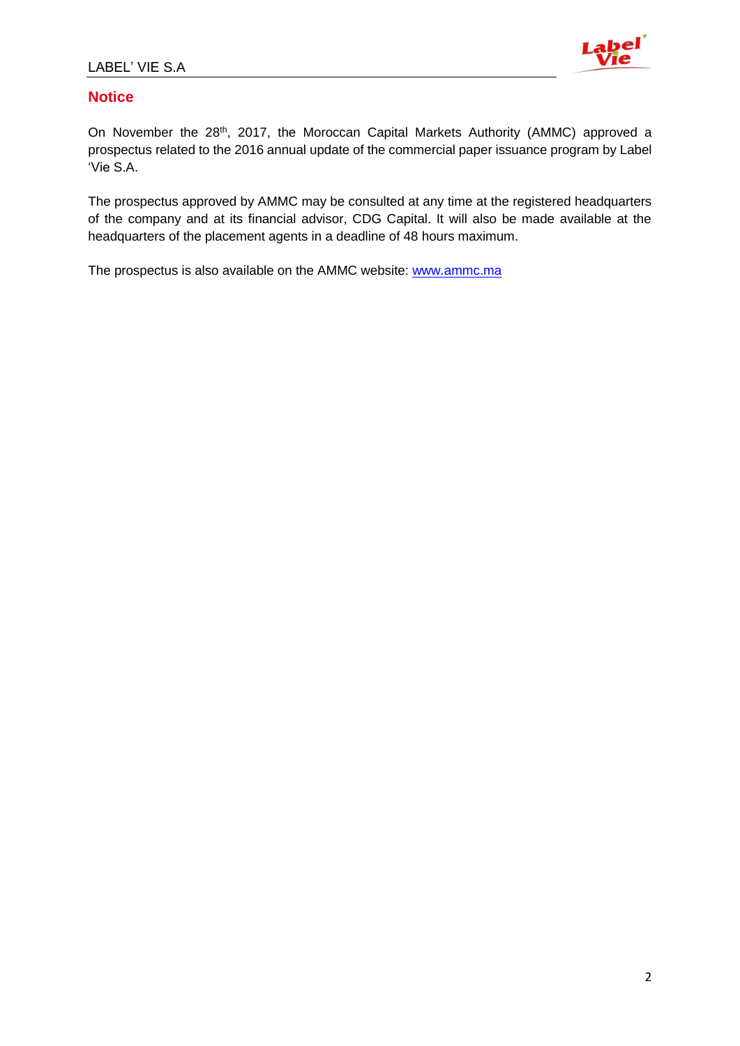## Notice

On November the 28th, 2017, the Moroccan Capital Markets Authority (AMMC) approved a prospectus related to the 2016 annual update of the commercial paper issuance program by Label 'Vie S.A.

The prospectus approved by AMMC may be consulted at any time at the registered headquarters of the company and at its financial advisor, CDG Capital. It will also be made available at the headquarters of the placement agents in a deadline of 48 hours maximum.

The prospectus is also available on the AMMC website: www.ammc.ma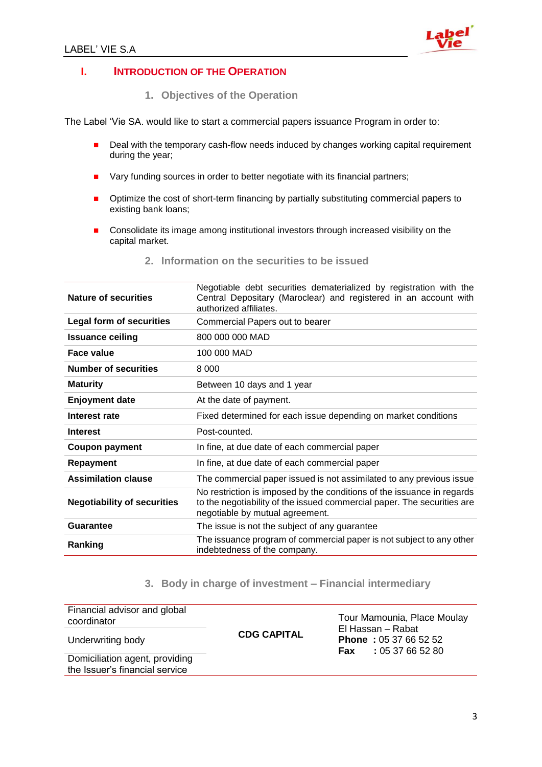## I. Introduction of the Operation

### 1. Objectives of the Operation

The Label 'Vie SA. would like to start a commercial papers issuance Program in order to:

- Deal with the temporary cash-flow needs induced by changes working capital requirement during the year;
- Vary funding sources in order to better negotiate with its financial partners;
- Optimize the cost of short-term financing by partially substituting commercial papers to existing bank loans;
- Consolidate its image among institutional investors through increased visibility on the capital market.

### 2. Information on the securities to be issued

| | |
|---|---|
| **Nature of securities** | Negotiable debt securities dematerialized by registration with the Central Depositary (Maroclear) and registered in an account with authorized affiliates. |
| **Legal form of securities** | Commercial Papers out to bearer |
| **Issuance ceiling** | 800 000 000 MAD |
| **Face value** | 100 000 MAD |
| **Number of securities** | 8 000 |
| **Maturity** | Between 10 days and 1 year |
| **Enjoyment date** | At the date of payment. |
| **Interest rate** | Fixed determined for each issue depending on market conditions |
| **Interest** | Post-counted. |
| **Coupon payment** | In fine, at due date of each commercial paper |
| **Repayment** | In fine, at due date of each commercial paper |
| **Assimilation clause** | The commercial paper issued is not assimilated to any previous issue |
| **Negotiability of securities** | No restriction is imposed by the conditions of the issuance in regards to the negotiability of the issued commercial paper. The securities are negotiable by mutual agreement. |
| **Guarantee** | The issue is not the subject of any guarantee |
| **Ranking** | The issuance program of commercial paper is not subject to any other indebtedness of the company. |

### 3. Body in charge of investment – Financial intermediary

| | | |
|---|---|---|
| Financial advisor and global coordinator | **CDG CAPITAL** | Tour Mamounia, Place Moulay El Hassan – Rabat<br>**Phone :** 05 37 66 52 52<br>**Fax :** 05 37 66 52 80 |
| Underwriting body | | |
| Domiciliation agent, providing the Issuer's financial service | | |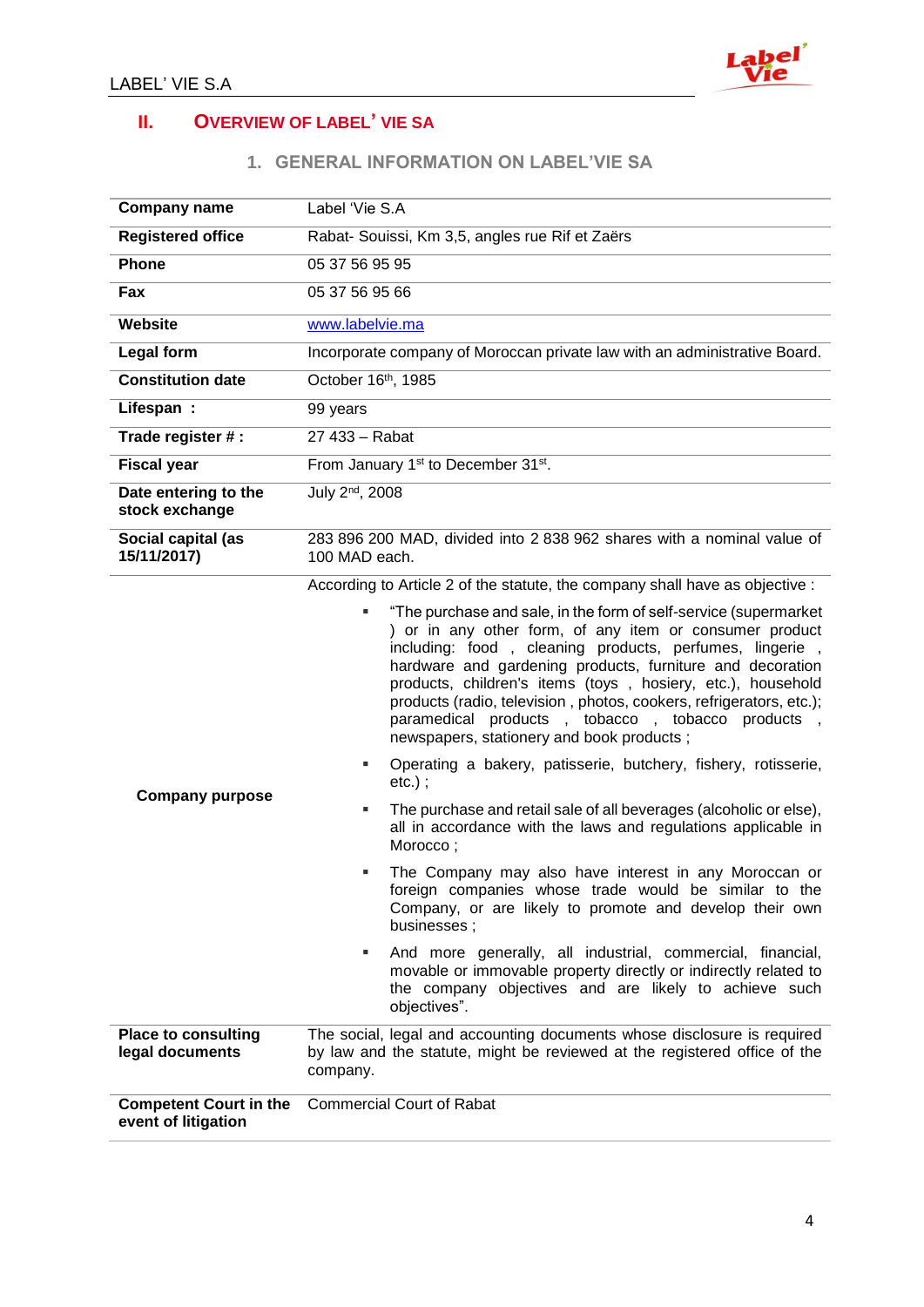## II. OVERVIEW OF LABEL' VIE SA

### 1. GENERAL INFORMATION ON LABEL'VIE SA

| | |
|---|---|
| **Company name** | Label 'Vie S.A |
| **Registered office** | Rabat- Souissi, Km 3,5, angles rue Rif et Zaërs |
| **Phone** | 05 37 56 95 95 |
| **Fax** | 05 37 56 95 66 |
| **Website** | www.labelvie.ma |
| **Legal form** | Incorporate company of Moroccan private law with an administrative Board. |
| **Constitution date** | October 16th, 1985 |
| **Lifespan :** | 99 years |
| **Trade register # :** | 27 433 – Rabat |
| **Fiscal year** | From January 1st to December 31st. |
| **Date entering to the stock exchange** | July 2nd, 2008 |
| **Social capital (as 15/11/2017)** | 283 896 200 MAD, divided into 2 838 962 shares with a nominal value of 100 MAD each. |
| **Company purpose** | According to Article 2 of the statute, the company shall have as objective :<br>▪ "The purchase and sale, in the form of self-service (supermarket ) or in any other form, of any item or consumer product including: food , cleaning products, perfumes, lingerie , hardware and gardening products, furniture and decoration products, children's items (toys , hosiery, etc.), household products (radio, television , photos, cookers, refrigerators, etc.); paramedical products , tobacco , tobacco products , newspapers, stationery and book products ;<br>▪ Operating a bakery, patisserie, butchery, fishery, rotisserie, etc.) ;<br>▪ The purchase and retail sale of all beverages (alcoholic or else), all in accordance with the laws and regulations applicable in Morocco ;<br>▪ The Company may also have interest in any Moroccan or foreign companies whose trade would be similar to the Company, or are likely to promote and develop their own businesses ;<br>▪ And more generally, all industrial, commercial, financial, movable or immovable property directly or indirectly related to the company objectives and are likely to achieve such objectives". |
| **Place to consulting legal documents** | The social, legal and accounting documents whose disclosure is required by law and the statute, might be reviewed at the registered office of the company. |
| **Competent Court in the event of litigation** | Commercial Court of Rabat |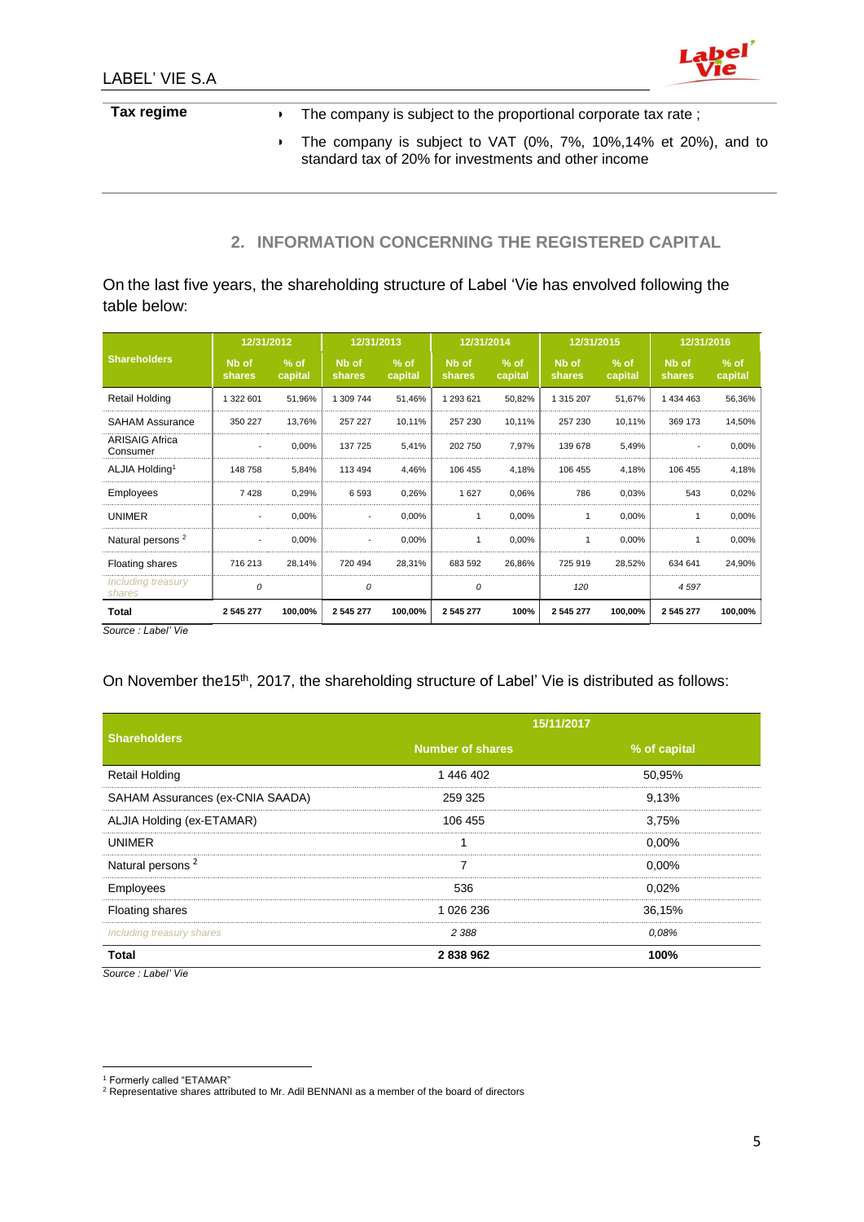| **Tax regime** | The company is subject to the proportional corporate tax rate ; |
|---|---|
| | The company is subject to VAT (0%, 7%, 10%,14% et 20%), and to standard tax of 20% for investments and other income |

## 2. INFORMATION CONCERNING THE REGISTERED CAPITAL

On the last five years, the shareholding structure of Label 'Vie has envolved following the table below:

| Shareholders | 12/31/2012 | | 12/31/2013 | | 12/31/2014 | | 12/31/2015 | | 12/31/2016 | |
|---|---|---|---|---|---|---|---|---|---|---|
| | Nb of shares | % of capital | Nb of shares | % of capital | Nb of shares | % of capital | Nb of shares | % of capital | Nb of shares | % of capital |
| Retail Holding | 1 322 601 | 51,96% | 1 309 744 | 51,46% | 1 293 621 | 50,82% | 1 315 207 | 51,67% | 1 434 463 | 56,36% |
| SAHAM Assurance | 350 227 | 13,76% | 257 227 | 10,11% | 257 230 | 10,11% | 257 230 | 10,11% | 369 173 | 14,50% |
| ARISAIG Africa Consumer | - | 0,00% | 137 725 | 5,41% | 202 750 | 7,97% | 139 678 | 5,49% | - | 0,00% |
| ALJIA Holding[1] | 148 758 | 5,84% | 113 494 | 4,46% | 106 455 | 4,18% | 106 455 | 4,18% | 106 455 | 4,18% |
| Employees | 7 428 | 0,29% | 6 593 | 0,26% | 1 627 | 0,06% | 786 | 0,03% | 543 | 0,02% |
| UNIMER | - | 0,00% | - | 0,00% | 1 | 0,00% | 1 | 0,00% | 1 | 0,00% |
| Natural persons [2] | - | 0,00% | - | 0,00% | 1 | 0,00% | 1 | 0,00% | 1 | 0,00% |
| Floating shares | 716 213 | 28,14% | 720 494 | 28,31% | 683 592 | 26,86% | 725 919 | 28,52% | 634 641 | 24,90% |
| *Including treasury shares* | *0* | | *0* | | *0* | | *120* | | *4 597* | |
| **Total** | **2 545 277** | **100,00%** | **2 545 277** | **100,00%** | **2 545 277** | **100%** | **2 545 277** | **100,00%** | **2 545 277** | **100,00%** |

*Source : Label' Vie*

On November the15th, 2017, the shareholding structure of Label' Vie is distributed as follows:

| Shareholders | 15/11/2017 | |
|---|---|---|
| | Number of shares | % of capital |
| Retail Holding | 1 446 402 | 50,95% |
| SAHAM Assurances (ex-CNIA SAADA) | 259 325 | 9,13% |
| ALJIA Holding (ex-ETAMAR) | 106 455 | 3,75% |
| UNIMER | 1 | 0,00% |
| Natural persons [2] | 7 | 0,00% |
| Employees | 536 | 0,02% |
| Floating shares | 1 026 236 | 36,15% |
| *Including treasury shares* | *2 388* | *0,08%* |
| **Total** | **2 838 962** | **100%** |

*Source : Label' Vie*

[1] Formerly called "ETAMAR"

[2] Representative shares attributed to Mr. Adil BENNANI as a member of the board of directors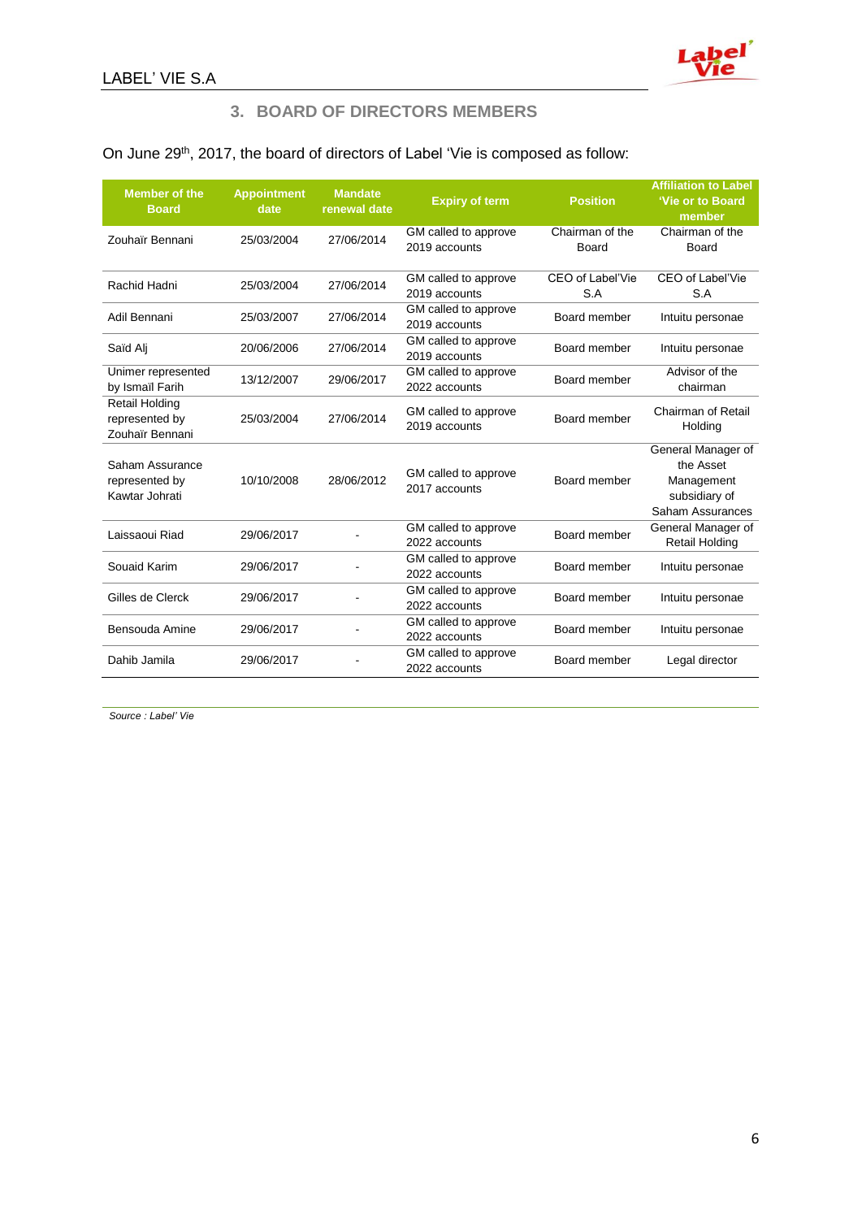## 3. BOARD OF DIRECTORS MEMBERS

On June 29th, 2017, the board of directors of Label 'Vie is composed as follow:

| Member of the Board | Appointment date | Mandate renewal date | Expiry of term | Position | Affiliation to Label 'Vie or to Board member |
|---|---|---|---|---|---|
| Zouhaïr Bennani | 25/03/2004 | 27/06/2014 | GM called to approve 2019 accounts | Chairman of the Board | Chairman of the Board |
| Rachid Hadni | 25/03/2004 | 27/06/2014 | GM called to approve 2019 accounts | CEO of Label'Vie S.A | CEO of Label'Vie S.A |
| Adil Bennani | 25/03/2007 | 27/06/2014 | GM called to approve 2019 accounts | Board member | Intuitu personae |
| Saïd Alj | 20/06/2006 | 27/06/2014 | GM called to approve 2019 accounts | Board member | Intuitu personae |
| Unimer represented by Ismaïl Farih | 13/12/2007 | 29/06/2017 | GM called to approve 2022 accounts | Board member | Advisor of the chairman |
| Retail Holding represented by Zouhaïr Bennani | 25/03/2004 | 27/06/2014 | GM called to approve 2019 accounts | Board member | Chairman of Retail Holding |
| Saham Assurance represented by Kawtar Johrati | 10/10/2008 | 28/06/2012 | GM called to approve 2017 accounts | Board member | General Manager of the Asset Management subsidiary of Saham Assurances |
| Laissaoui Riad | 29/06/2017 | - | GM called to approve 2022 accounts | Board member | General Manager of Retail Holding |
| Souaid Karim | 29/06/2017 | - | GM called to approve 2022 accounts | Board member | Intuitu personae |
| Gilles de Clerck | 29/06/2017 | - | GM called to approve 2022 accounts | Board member | Intuitu personae |
| Bensouda Amine | 29/06/2017 | - | GM called to approve 2022 accounts | Board member | Intuitu personae |
| Dahib Jamila | 29/06/2017 | - | GM called to approve 2022 accounts | Board member | Legal director |

*Source : Label' Vie*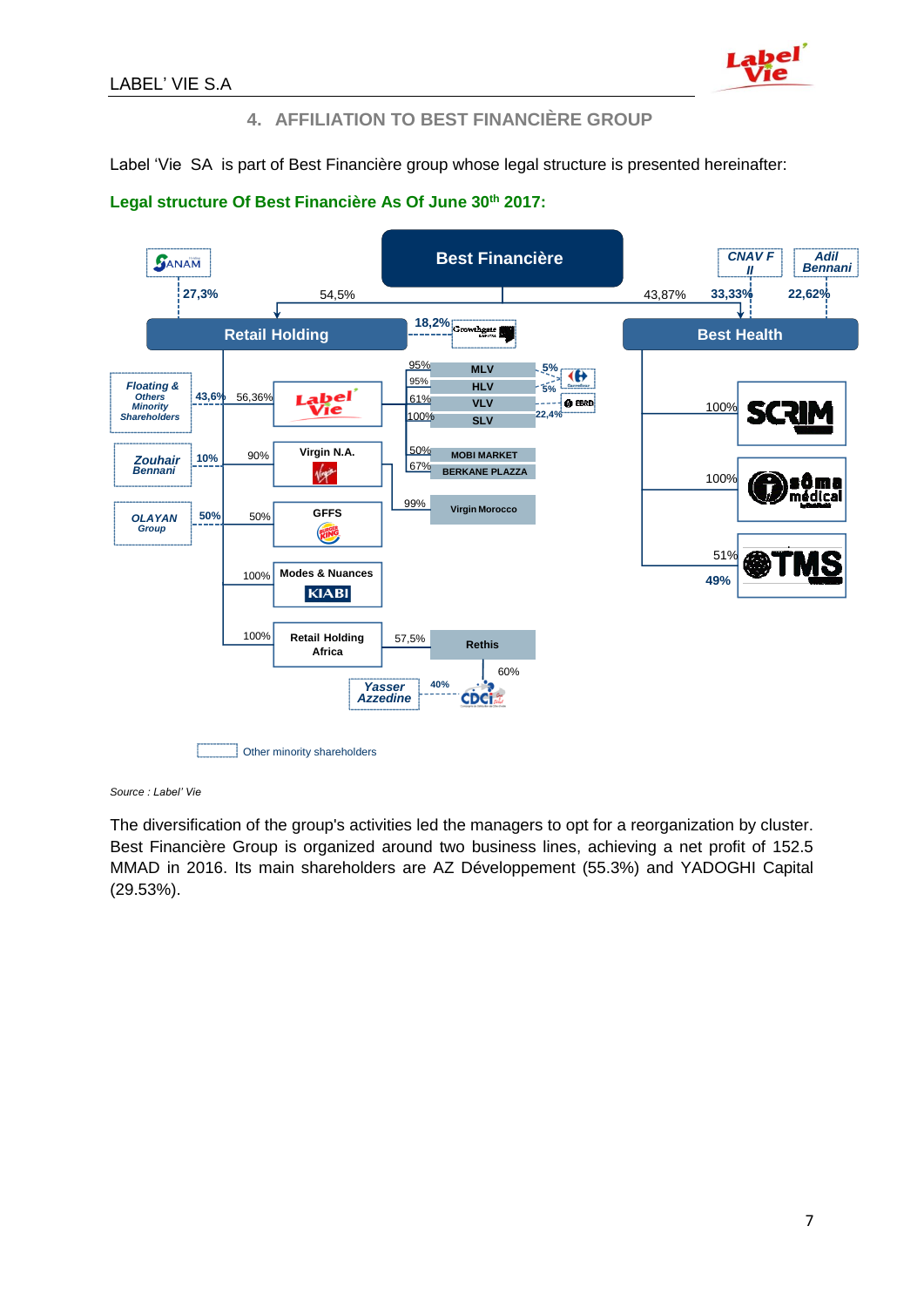## 4. AFFILIATION TO BEST FINANCIÈRE GROUP

Label 'Vie SA is part of Best Financière group whose legal structure is presented hereinafter:

**Legal structure Of Best Financière As Of June 30th 2017:**

Best Financière

- SANAM: 27,3% (Retail Holding)
- Best Financière → Retail Holding: 54,5%
- Growthgate Capital → Retail Holding: 18,2%
- Best Financière → Best Health: 43,87%
- CNAV F II → Best Health: 33,33%
- Adil Bennani → Best Health: 22,62%

Retail Holding

- Label'Vie: 56,36% (Floating & Others Minority Shareholders: 43,6%)
  - MLV: 95% (Carrefour: 5%)
  - HLV: 95% (Carrefour: 5%)
  - VLV: 61% (EBRD: 22,4%)
  - SLV: 100%
  - MOBI MARKET: 50%
  - BERKANE PLAZZA: 67%
- Virgin N.A.: 90% (Zouhair Bennani: 10%)
  - Virgin Morocco: 99%
- GFFS (Burger King): 50% (OLAYAN Group: 50%)
- Modes & Nuances (KIABI): 100%
- Retail Holding Africa: 100%
  - Rethis: 57,5%
    - CDCi: 60% (Yasser Azzedine: 40%)

Best Health

- SCRIM: 100%
- Soma Médical: 100%
- TMS: 51% (Other minority shareholders: 49%)

Other minority shareholders (dashed boxes)

*Source : Label' Vie*

The diversification of the group's activities led the managers to opt for a reorganization by cluster. Best Financière Group is organized around two business lines, achieving a net profit of 152.5 MMAD in 2016. Its main shareholders are AZ Développement (55.3%) and YADOGHI Capital (29.53%).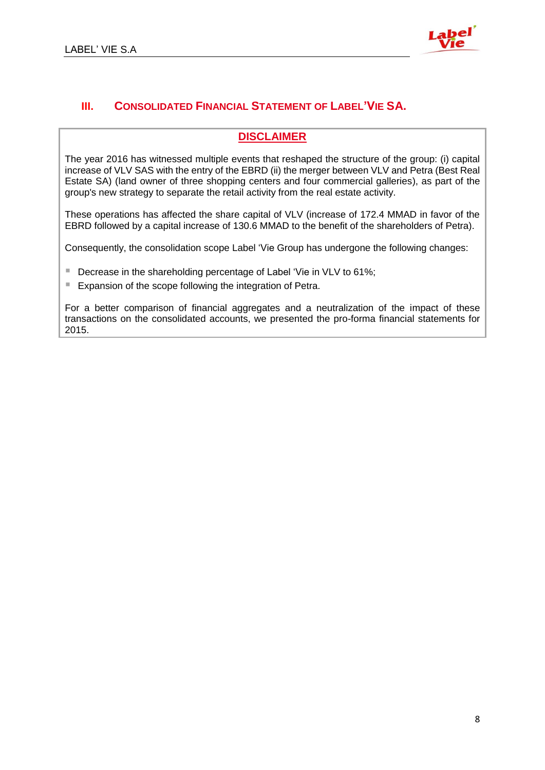## III. Consolidated Financial Statement of Label'Vie SA.

**DISCLAIMER**

The year 2016 has witnessed multiple events that reshaped the structure of the group: (i) capital increase of VLV SAS with the entry of the EBRD (ii) the merger between VLV and Petra (Best Real Estate SA) (land owner of three shopping centers and four commercial galleries), as part of the group's new strategy to separate the retail activity from the real estate activity.

These operations has affected the share capital of VLV (increase of 172.4 MMAD in favor of the EBRD followed by a capital increase of 130.6 MMAD to the benefit of the shareholders of Petra).

Consequently, the consolidation scope Label 'Vie Group has undergone the following changes:

- Decrease in the shareholding percentage of Label 'Vie in VLV to 61%;
- Expansion of the scope following the integration of Petra.

For a better comparison of financial aggregates and a neutralization of the impact of these transactions on the consolidated accounts, we presented the pro-forma financial statements for 2015.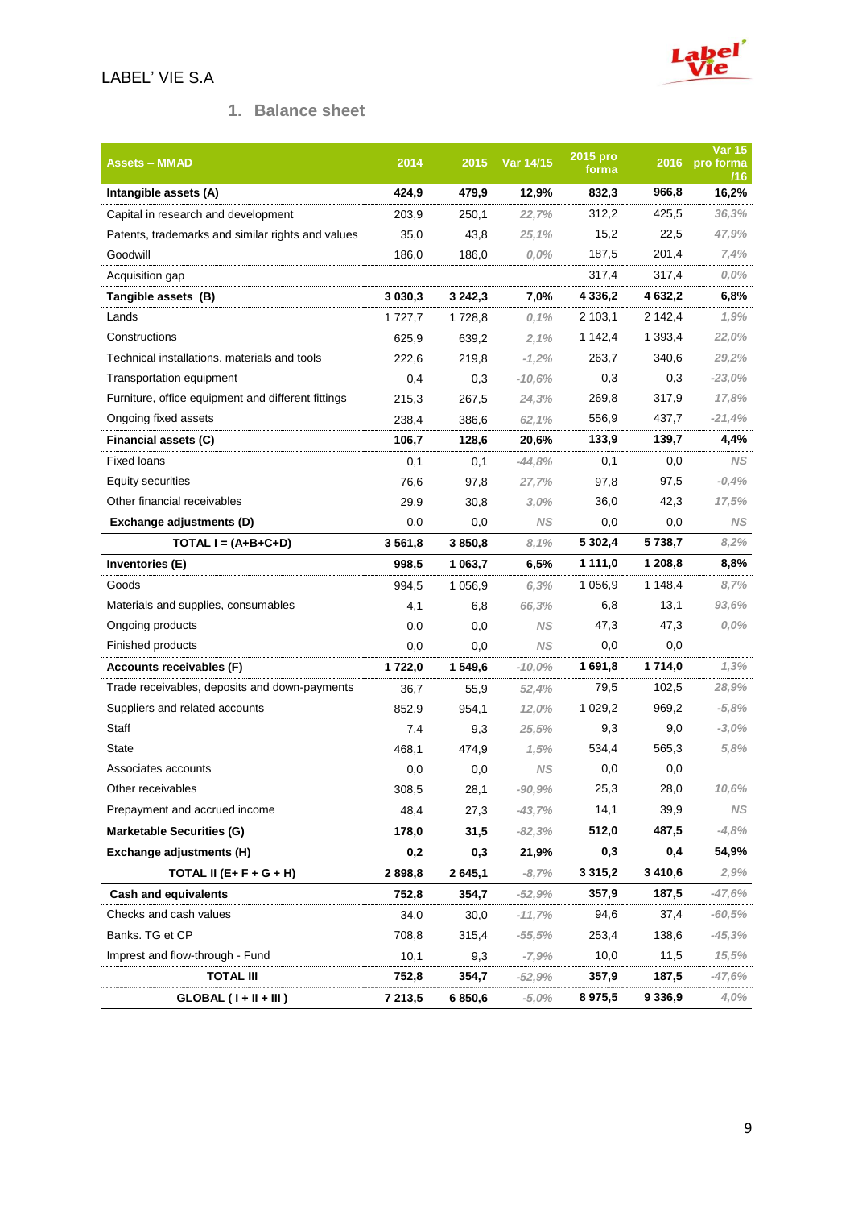LABEL' VIE S.A

## 1. Balance sheet

| Assets – MMAD | 2014 | 2015 | Var 14/15 | 2015 pro forma | 2016 | Var 15 pro forma /16 |
|---|---|---|---|---|---|---|
| **Intangible assets (A)** | **424,9** | **479,9** | **12,9%** | **832,3** | **966,8** | **16,2%** |
| Capital in research and development | 203,9 | 250,1 | *22,7%* | 312,2 | 425,5 | *36,3%* |
| Patents, trademarks and similar rights and values | 35,0 | 43,8 | *25,1%* | 15,2 | 22,5 | *47,9%* |
| Goodwill | 186,0 | 186,0 | *0,0%* | 187,5 | 201,4 | *7,4%* |
| Acquisition gap | | | | 317,4 | 317,4 | *0,0%* |
| **Tangible assets (B)** | **3 030,3** | **3 242,3** | **7,0%** | **4 336,2** | **4 632,2** | **6,8%** |
| Lands | 1 727,7 | 1 728,8 | *0,1%* | 2 103,1 | 2 142,4 | *1,9%* |
| Constructions | 625,9 | 639,2 | *2,1%* | 1 142,4 | 1 393,4 | *22,0%* |
| Technical installations. materials and tools | 222,6 | 219,8 | *-1,2%* | 263,7 | 340,6 | *29,2%* |
| Transportation equipment | 0,4 | 0,3 | *-10,6%* | 0,3 | 0,3 | *-23,0%* |
| Furniture, office equipment and different fittings | 215,3 | 267,5 | *24,3%* | 269,8 | 317,9 | *17,8%* |
| Ongoing fixed assets | 238,4 | 386,6 | *62,1%* | 556,9 | 437,7 | *-21,4%* |
| **Financial assets (C)** | **106,7** | **128,6** | **20,6%** | **133,9** | **139,7** | **4,4%** |
| Fixed loans | 0,1 | 0,1 | *-44,8%* | 0,1 | 0,0 | *NS* |
| Equity securities | 76,6 | 97,8 | *27,7%* | 97,8 | 97,5 | *-0,4%* |
| Other financial receivables | 29,9 | 30,8 | *3,0%* | 36,0 | 42,3 | *17,5%* |
| **Exchange adjustments (D)** | 0,0 | 0,0 | *NS* | 0,0 | 0,0 | *NS* |
| **TOTAL I = (A+B+C+D)** | **3 561,8** | **3 850,8** | *8,1%* | **5 302,4** | **5 738,7** | *8,2%* |
| **Inventories (E)** | **998,5** | **1 063,7** | **6,5%** | **1 111,0** | **1 208,8** | **8,8%** |
| Goods | 994,5 | 1 056,9 | *6,3%* | 1 056,9 | 1 148,4 | *8,7%* |
| Materials and supplies, consumables | 4,1 | 6,8 | *66,3%* | 6,8 | 13,1 | *93,6%* |
| Ongoing products | 0,0 | 0,0 | *NS* | 47,3 | 47,3 | *0,0%* |
| Finished products | 0,0 | 0,0 | *NS* | 0,0 | 0,0 | |
| **Accounts receivables (F)** | **1 722,0** | **1 549,6** | *-10,0%* | **1 691,8** | **1 714,0** | *1,3%* |
| Trade receivables, deposits and down-payments | 36,7 | 55,9 | *52,4%* | 79,5 | 102,5 | *28,9%* |
| Suppliers and related accounts | 852,9 | 954,1 | *12,0%* | 1 029,2 | 969,2 | *-5,8%* |
| Staff | 7,4 | 9,3 | *25,5%* | 9,3 | 9,0 | *-3,0%* |
| State | 468,1 | 474,9 | *1,5%* | 534,4 | 565,3 | *5,8%* |
| Associates accounts | 0,0 | 0,0 | *NS* | 0,0 | 0,0 | |
| Other receivables | 308,5 | 28,1 | *-90,9%* | 25,3 | 28,0 | *10,6%* |
| Prepayment and accrued income | 48,4 | 27,3 | *-43,7%* | 14,1 | 39,9 | *NS* |
| **Marketable Securities (G)** | **178,0** | **31,5** | *-82,3%* | **512,0** | **487,5** | *-4,8%* |
| **Exchange adjustments (H)** | **0,2** | **0,3** | **21,9%** | **0,3** | **0,4** | **54,9%** |
| **TOTAL II (E+ F + G + H)** | **2 898,8** | **2 645,1** | *-8,7%* | **3 315,2** | **3 410,6** | *2,9%* |
| **Cash and equivalents** | **752,8** | **354,7** | *-52,9%* | **357,9** | **187,5** | *-47,6%* |
| Checks and cash values | 34,0 | 30,0 | *-11,7%* | 94,6 | 37,4 | *-60,5%* |
| Banks. TG et CP | 708,8 | 315,4 | *-55,5%* | 253,4 | 138,6 | *-45,3%* |
| Imprest and flow-through - Fund | 10,1 | 9,3 | *-7,9%* | 10,0 | 11,5 | *15,5%* |
| **TOTAL III** | **752,8** | **354,7** | *-52,9%* | **357,9** | **187,5** | *-47,6%* |
| **GLOBAL ( I + II + III )** | **7 213,5** | **6 850,6** | *-5,0%* | **8 975,5** | **9 336,9** | *4,0%* |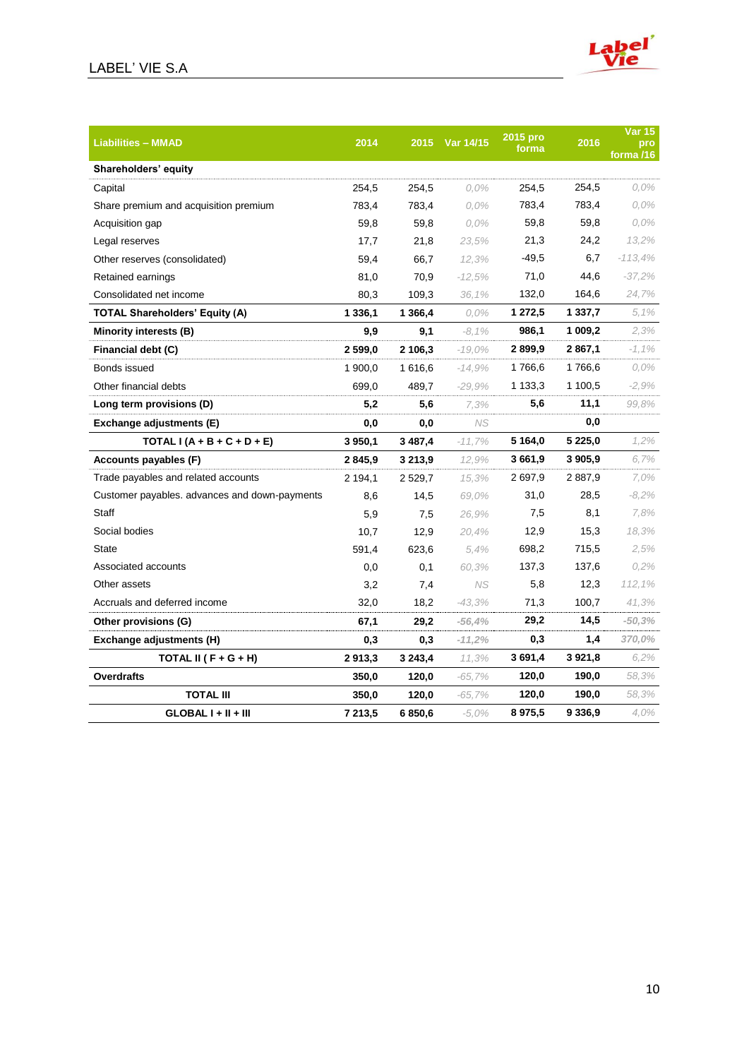| Liabilities – MMAD | 2014 | 2015 | Var 14/15 | 2015 pro forma | 2016 | Var 15 pro forma /16 |
|---|---|---|---|---|---|---|
| **Shareholders' equity** | | | | | | |
| Capital | 254,5 | 254,5 | 0,0% | 254,5 | 254,5 | 0,0% |
| Share premium and acquisition premium | 783,4 | 783,4 | 0,0% | 783,4 | 783,4 | 0,0% |
| Acquisition gap | 59,8 | 59,8 | 0,0% | 59,8 | 59,8 | 0,0% |
| Legal reserves | 17,7 | 21,8 | 23,5% | 21,3 | 24,2 | 13,2% |
| Other reserves (consolidated) | 59,4 | 66,7 | 12,3% | -49,5 | 6,7 | -113,4% |
| Retained earnings | 81,0 | 70,9 | -12,5% | 71,0 | 44,6 | -37,2% |
| Consolidated net income | 80,3 | 109,3 | 36,1% | 132,0 | 164,6 | 24,7% |
| **TOTAL Shareholders' Equity (A)** | **1 336,1** | **1 366,4** | 0,0% | **1 272,5** | **1 337,7** | 5,1% |
| **Minority interests (B)** | **9,9** | **9,1** | -8,1% | **986,1** | **1 009,2** | 2,3% |
| **Financial debt (C)** | **2 599,0** | **2 106,3** | -19,0% | **2 899,9** | **2 867,1** | -1,1% |
| Bonds issued | 1 900,0 | 1 616,6 | -14,9% | 1 766,6 | 1 766,6 | 0,0% |
| Other financial debts | 699,0 | 489,7 | -29,9% | 1 133,3 | 1 100,5 | -2,9% |
| **Long term provisions (D)** | **5,2** | **5,6** | 7,3% | **5,6** | **11,1** | 99,8% |
| **Exchange adjustments (E)** | **0,0** | **0,0** | NS | | **0,0** | |
| **TOTAL I (A + B + C + D + E)** | **3 950,1** | **3 487,4** | -11,7% | **5 164,0** | **5 225,0** | 1,2% |
| **Accounts payables (F)** | **2 845,9** | **3 213,9** | 12,9% | **3 661,9** | **3 905,9** | 6,7% |
| Trade payables and related accounts | 2 194,1 | 2 529,7 | 15,3% | 2 697,9 | 2 887,9 | 7,0% |
| Customer payables. advances and down-payments | 8,6 | 14,5 | 69,0% | 31,0 | 28,5 | -8,2% |
| Staff | 5,9 | 7,5 | 26,9% | 7,5 | 8,1 | 7,8% |
| Social bodies | 10,7 | 12,9 | 20,4% | 12,9 | 15,3 | 18,3% |
| State | 591,4 | 623,6 | 5,4% | 698,2 | 715,5 | 2,5% |
| Associated accounts | 0,0 | 0,1 | 60,3% | 137,3 | 137,6 | 0,2% |
| Other assets | 3,2 | 7,4 | NS | 5,8 | 12,3 | 112,1% |
| Accruals and deferred income | 32,0 | 18,2 | -43,3% | 71,3 | 100,7 | 41,3% |
| **Other provisions (G)** | **67,1** | **29,2** | **-56,4%** | **29,2** | **14,5** | **-50,3%** |
| **Exchange adjustments (H)** | **0,3** | **0,3** | **-11,2%** | **0,3** | **1,4** | **370,0%** |
| **TOTAL II ( F + G + H)** | **2 913,3** | **3 243,4** | 11,3% | **3 691,4** | **3 921,8** | 6,2% |
| **Overdrafts** | **350,0** | **120,0** | -65,7% | **120,0** | **190,0** | 58,3% |
| **TOTAL III** | **350,0** | **120,0** | -65,7% | **120,0** | **190,0** | 58,3% |
| **GLOBAL I + II + III** | **7 213,5** | **6 850,6** | -5,0% | **8 975,5** | **9 336,9** | 4,0% |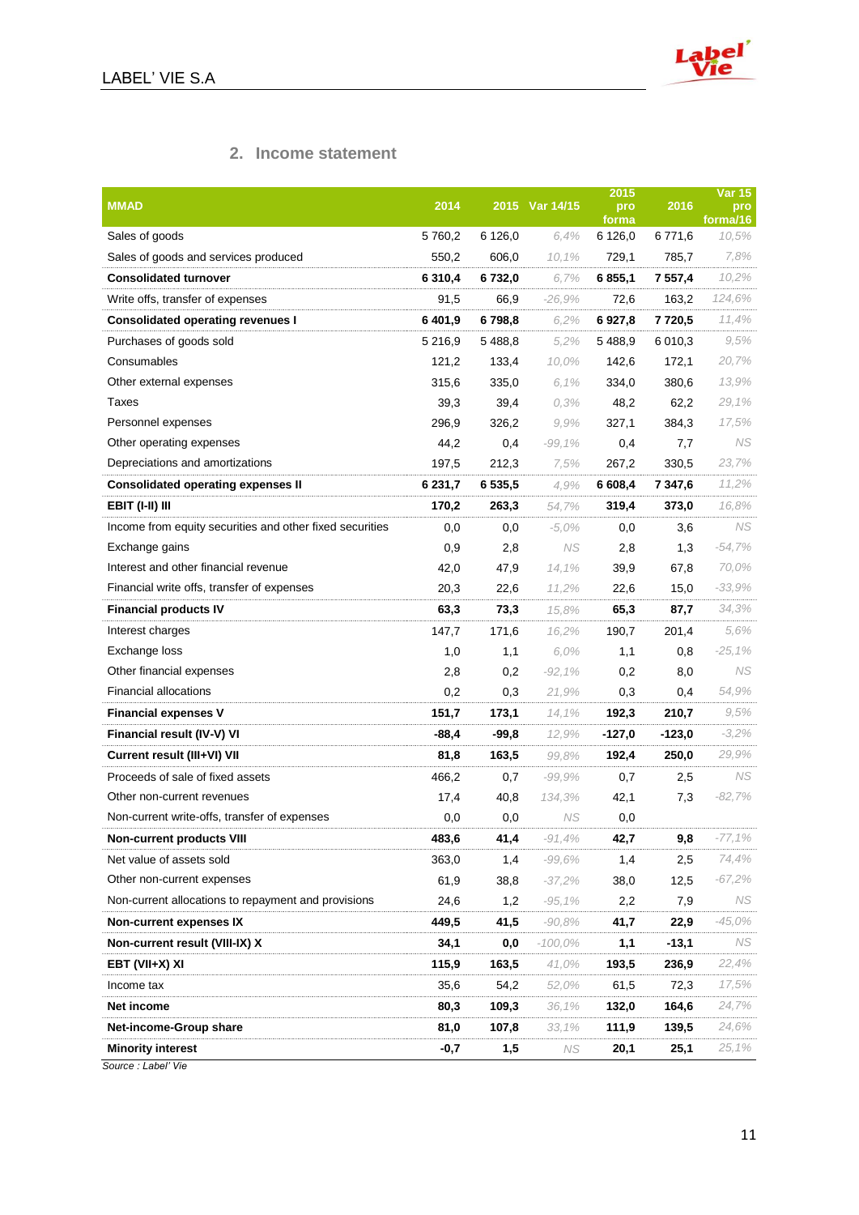## 2. Income statement

| MMAD | 2014 | 2015 | Var 14/15 | 2015 pro forma | 2016 | Var 15 pro forma/16 |
|---|---|---|---|---|---|---|
| Sales of goods | 5 760,2 | 6 126,0 | *6,4%* | 6 126,0 | 6 771,6 | *10,5%* |
| Sales of goods and services produced | 550,2 | 606,0 | *10,1%* | 729,1 | 785,7 | *7,8%* |
| **Consolidated turnover** | **6 310,4** | **6 732,0** | *6,7%* | **6 855,1** | **7 557,4** | *10,2%* |
| Write offs, transfer of expenses | 91,5 | 66,9 | *-26,9%* | 72,6 | 163,2 | *124,6%* |
| **Consolidated operating revenues I** | **6 401,9** | **6 798,8** | *6,2%* | **6 927,8** | **7 720,5** | *11,4%* |
| Purchases of goods sold | 5 216,9 | 5 488,8 | *5,2%* | 5 488,9 | 6 010,3 | *9,5%* |
| Consumables | 121,2 | 133,4 | *10,0%* | 142,6 | 172,1 | *20,7%* |
| Other external expenses | 315,6 | 335,0 | *6,1%* | 334,0 | 380,6 | *13,9%* |
| Taxes | 39,3 | 39,4 | *0,3%* | 48,2 | 62,2 | *29,1%* |
| Personnel expenses | 296,9 | 326,2 | *9,9%* | 327,1 | 384,3 | *17,5%* |
| Other operating expenses | 44,2 | 0,4 | *-99,1%* | 0,4 | 7,7 | *NS* |
| Depreciations and amortizations | 197,5 | 212,3 | *7,5%* | 267,2 | 330,5 | *23,7%* |
| **Consolidated operating expenses II** | **6 231,7** | **6 535,5** | *4,9%* | **6 608,4** | **7 347,6** | *11,2%* |
| **EBIT (I-II) III** | **170,2** | **263,3** | *54,7%* | **319,4** | **373,0** | *16,8%* |
| Income from equity securities and other fixed securities | 0,0 | 0,0 | *-5,0%* | 0,0 | 3,6 | *NS* |
| Exchange gains | 0,9 | 2,8 | *NS* | 2,8 | 1,3 | *-54,7%* |
| Interest and other financial revenue | 42,0 | 47,9 | *14,1%* | 39,9 | 67,8 | *70,0%* |
| Financial write offs, transfer of expenses | 20,3 | 22,6 | *11,2%* | 22,6 | 15,0 | *-33,9%* |
| **Financial products IV** | **63,3** | **73,3** | *15,8%* | **65,3** | **87,7** | *34,3%* |
| Interest charges | 147,7 | 171,6 | *16,2%* | 190,7 | 201,4 | *5,6%* |
| Exchange loss | 1,0 | 1,1 | *6,0%* | 1,1 | 0,8 | *-25,1%* |
| Other financial expenses | 2,8 | 0,2 | *-92,1%* | 0,2 | 8,0 | *NS* |
| Financial allocations | 0,2 | 0,3 | *21,9%* | 0,3 | 0,4 | *54,9%* |
| **Financial expenses V** | **151,7** | **173,1** | *14,1%* | **192,3** | **210,7** | *9,5%* |
| **Financial result (IV-V) VI** | **-88,4** | **-99,8** | *12,9%* | **-127,0** | **-123,0** | *-3,2%* |
| **Current result (III+VI) VII** | **81,8** | **163,5** | *99,8%* | **192,4** | **250,0** | *29,9%* |
| Proceeds of sale of fixed assets | 466,2 | 0,7 | *-99,9%* | 0,7 | 2,5 | *NS* |
| Other non-current revenues | 17,4 | 40,8 | *134,3%* | 42,1 | 7,3 | *-82,7%* |
| Non-current write-offs, transfer of expenses | 0,0 | 0,0 | *NS* | 0,0 | | |
| **Non-current products VIII** | **483,6** | **41,4** | *-91,4%* | **42,7** | **9,8** | *-77,1%* |
| Net value of assets sold | 363,0 | 1,4 | *-99,6%* | 1,4 | 2,5 | *74,4%* |
| Other non-current expenses | 61,9 | 38,8 | *-37,2%* | 38,0 | 12,5 | *-67,2%* |
| Non-current allocations to repayment and provisions | 24,6 | 1,2 | *-95,1%* | 2,2 | 7,9 | *NS* |
| **Non-current expenses IX** | **449,5** | **41,5** | *-90,8%* | **41,7** | **22,9** | *-45,0%* |
| **Non-current result (VIII-IX) X** | **34,1** | **0,0** | *-100,0%* | **1,1** | **-13,1** | *NS* |
| **EBT (VII+X) XI** | **115,9** | **163,5** | *41,0%* | **193,5** | **236,9** | *22,4%* |
| Income tax | 35,6 | 54,2 | *52,0%* | 61,5 | 72,3 | *17,5%* |
| **Net income** | **80,3** | **109,3** | *36,1%* | **132,0** | **164,6** | *24,7%* |
| **Net-income-Group share** | **81,0** | **107,8** | *33,1%* | **111,9** | **139,5** | *24,6%* |
| **Minority interest** | **-0,7** | **1,5** | *NS* | **20,1** | **25,1** | *25,1%* |

*Source : Label' Vie*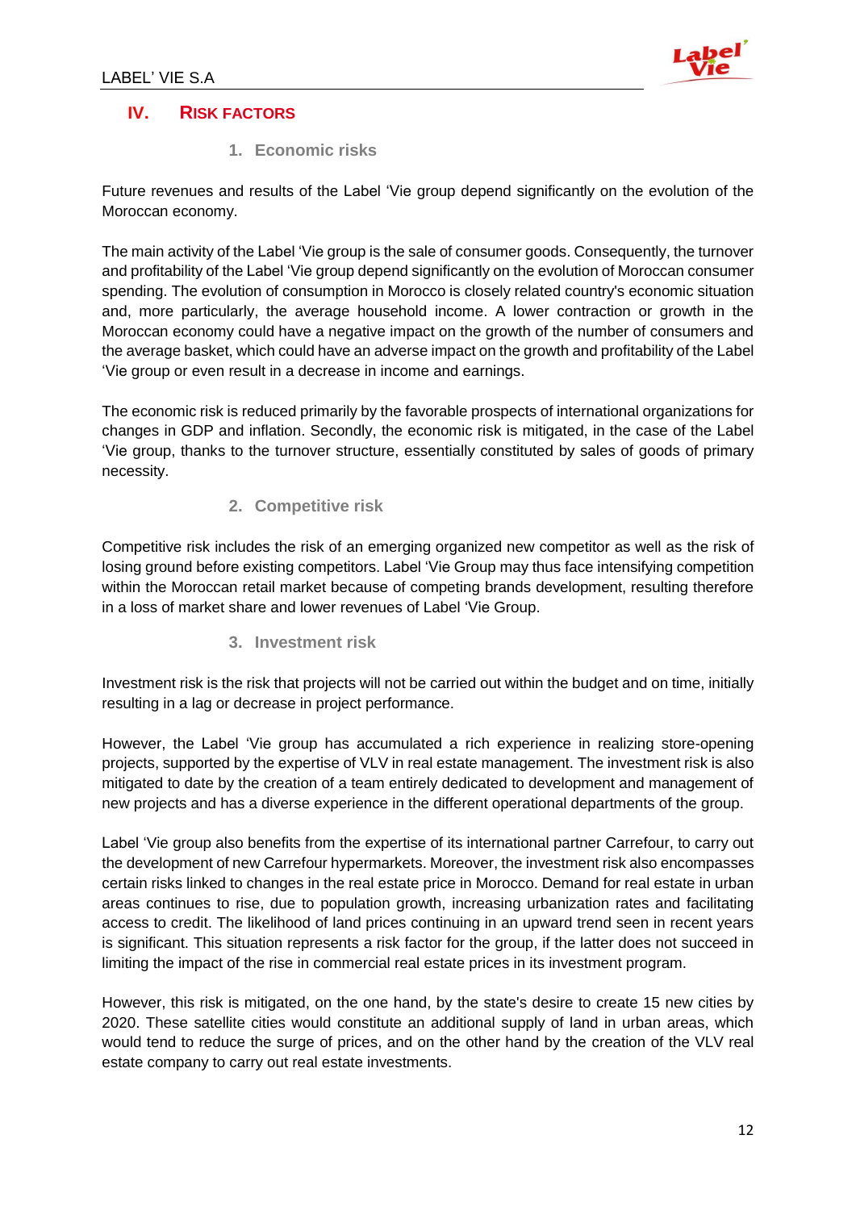## IV. RISK FACTORS

### 1. Economic risks

Future revenues and results of the Label 'Vie group depend significantly on the evolution of the Moroccan economy.

The main activity of the Label 'Vie group is the sale of consumer goods. Consequently, the turnover and profitability of the Label 'Vie group depend significantly on the evolution of Moroccan consumer spending. The evolution of consumption in Morocco is closely related country's economic situation and, more particularly, the average household income. A lower contraction or growth in the Moroccan economy could have a negative impact on the growth of the number of consumers and the average basket, which could have an adverse impact on the growth and profitability of the Label 'Vie group or even result in a decrease in income and earnings.

The economic risk is reduced primarily by the favorable prospects of international organizations for changes in GDP and inflation. Secondly, the economic risk is mitigated, in the case of the Label 'Vie group, thanks to the turnover structure, essentially constituted by sales of goods of primary necessity.

### 2. Competitive risk

Competitive risk includes the risk of an emerging organized new competitor as well as the risk of losing ground before existing competitors. Label 'Vie Group may thus face intensifying competition within the Moroccan retail market because of competing brands development, resulting therefore in a loss of market share and lower revenues of Label 'Vie Group.

### 3. Investment risk

Investment risk is the risk that projects will not be carried out within the budget and on time, initially resulting in a lag or decrease in project performance.

However, the Label 'Vie group has accumulated a rich experience in realizing store-opening projects, supported by the expertise of VLV in real estate management. The investment risk is also mitigated to date by the creation of a team entirely dedicated to development and management of new projects and has a diverse experience in the different operational departments of the group.

Label 'Vie group also benefits from the expertise of its international partner Carrefour, to carry out the development of new Carrefour hypermarkets. Moreover, the investment risk also encompasses certain risks linked to changes in the real estate price in Morocco. Demand for real estate in urban areas continues to rise, due to population growth, increasing urbanization rates and facilitating access to credit. The likelihood of land prices continuing in an upward trend seen in recent years is significant. This situation represents a risk factor for the group, if the latter does not succeed in limiting the impact of the rise in commercial real estate prices in its investment program.

However, this risk is mitigated, on the one hand, by the state's desire to create 15 new cities by 2020. These satellite cities would constitute an additional supply of land in urban areas, which would tend to reduce the surge of prices, and on the other hand by the creation of the VLV real estate company to carry out real estate investments.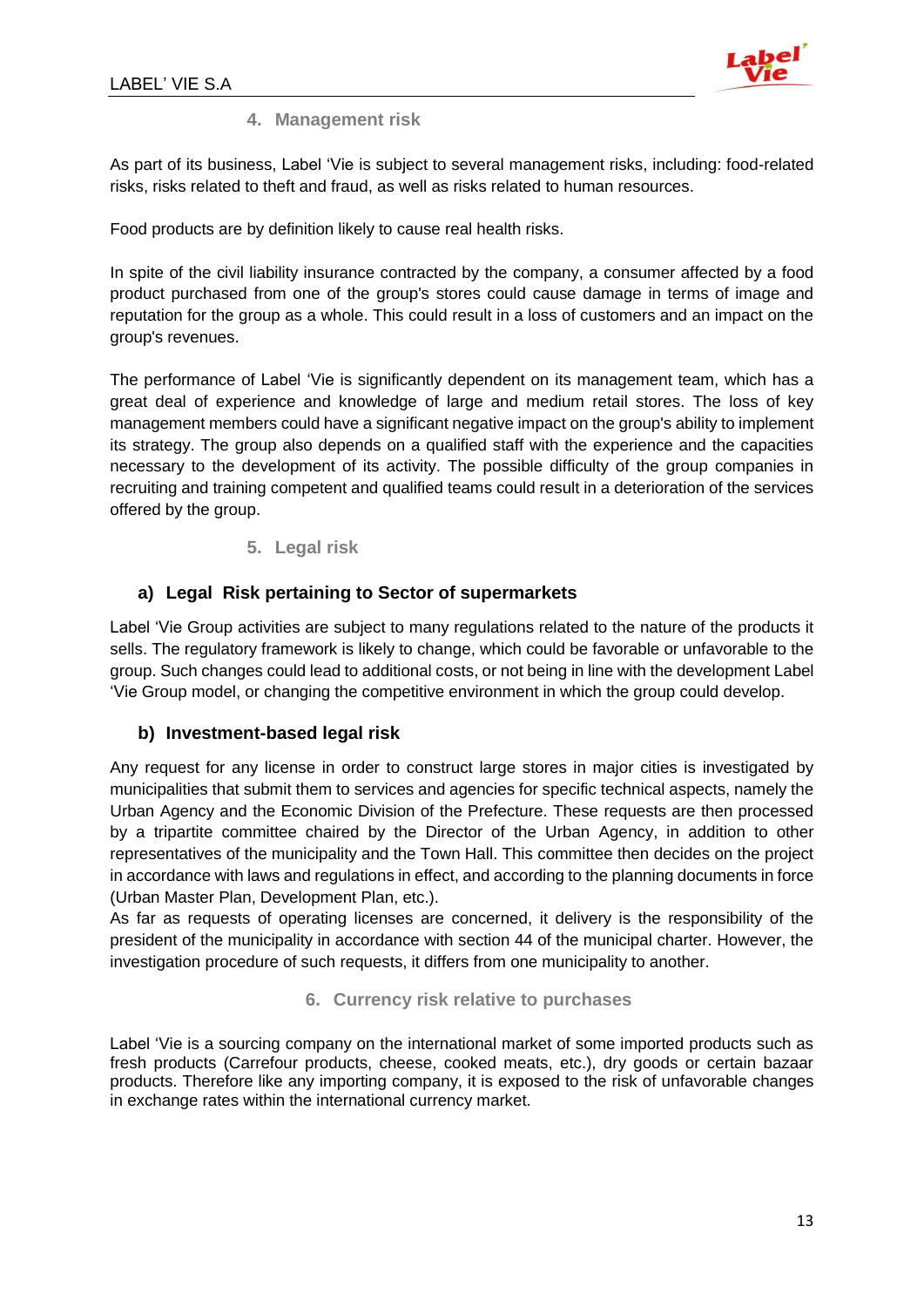### 4. Management risk

As part of its business, Label 'Vie is subject to several management risks, including: food-related risks, risks related to theft and fraud, as well as risks related to human resources.

Food products are by definition likely to cause real health risks.

In spite of the civil liability insurance contracted by the company, a consumer affected by a food product purchased from one of the group's stores could cause damage in terms of image and reputation for the group as a whole. This could result in a loss of customers and an impact on the group's revenues.

The performance of Label 'Vie is significantly dependent on its management team, which has a great deal of experience and knowledge of large and medium retail stores. The loss of key management members could have a significant negative impact on the group's ability to implement its strategy. The group also depends on a qualified staff with the experience and the capacities necessary to the development of its activity. The possible difficulty of the group companies in recruiting and training competent and qualified teams could result in a deterioration of the services offered by the group.

### 5. Legal risk

#### a) Legal Risk pertaining to Sector of supermarkets

Label 'Vie Group activities are subject to many regulations related to the nature of the products it sells. The regulatory framework is likely to change, which could be favorable or unfavorable to the group. Such changes could lead to additional costs, or not being in line with the development Label 'Vie Group model, or changing the competitive environment in which the group could develop.

#### b) Investment-based legal risk

Any request for any license in order to construct large stores in major cities is investigated by municipalities that submit them to services and agencies for specific technical aspects, namely the Urban Agency and the Economic Division of the Prefecture. These requests are then processed by a tripartite committee chaired by the Director of the Urban Agency, in addition to other representatives of the municipality and the Town Hall. This committee then decides on the project in accordance with laws and regulations in effect, and according to the planning documents in force (Urban Master Plan, Development Plan, etc.).
As far as requests of operating licenses are concerned, it delivery is the responsibility of the president of the municipality in accordance with section 44 of the municipal charter. However, the investigation procedure of such requests, it differs from one municipality to another.

### 6. Currency risk relative to purchases

Label 'Vie is a sourcing company on the international market of some imported products such as fresh products (Carrefour products, cheese, cooked meats, etc.), dry goods or certain bazaar products. Therefore like any importing company, it is exposed to the risk of unfavorable changes in exchange rates within the international currency market.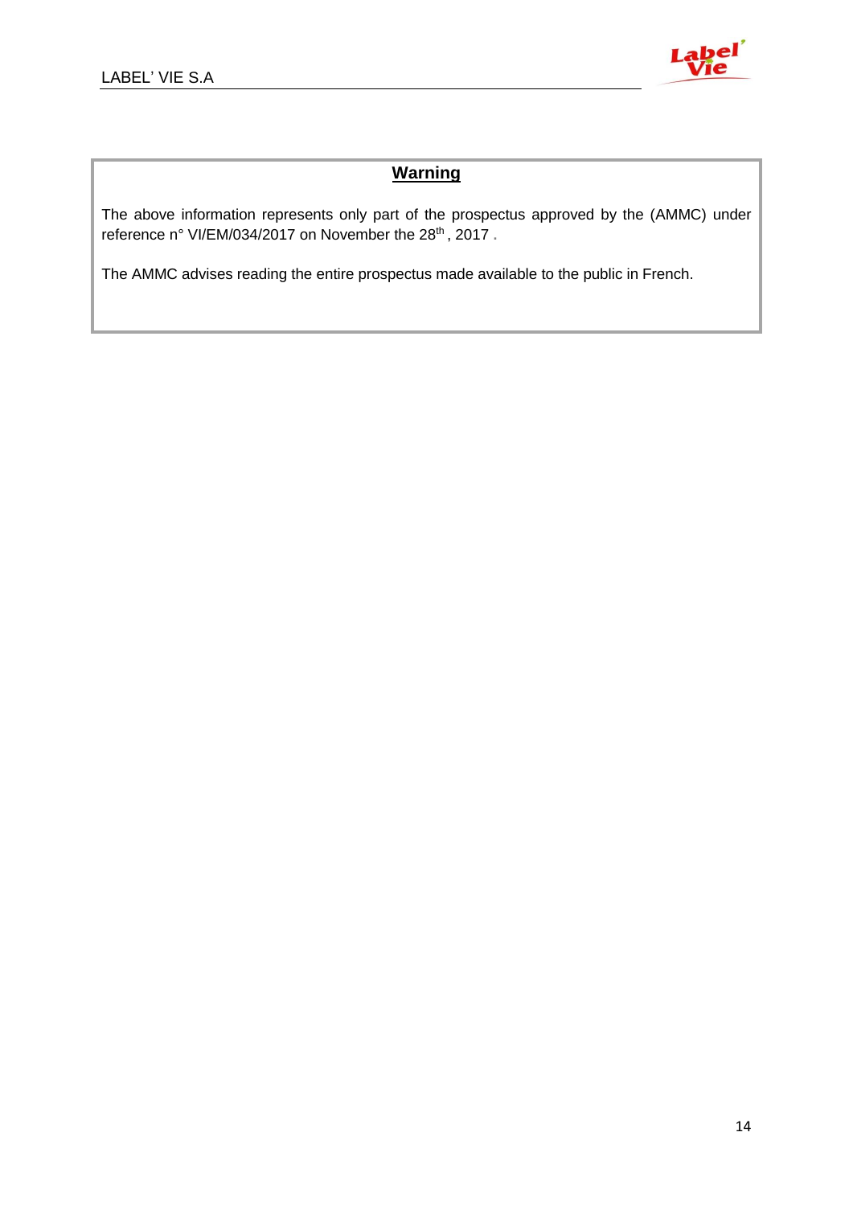## Warning

The above information represents only part of the prospectus approved by the (AMMC) under reference n° VI/EM/034/2017 on November the 28th, 2017 .

The AMMC advises reading the entire prospectus made available to the public in French.